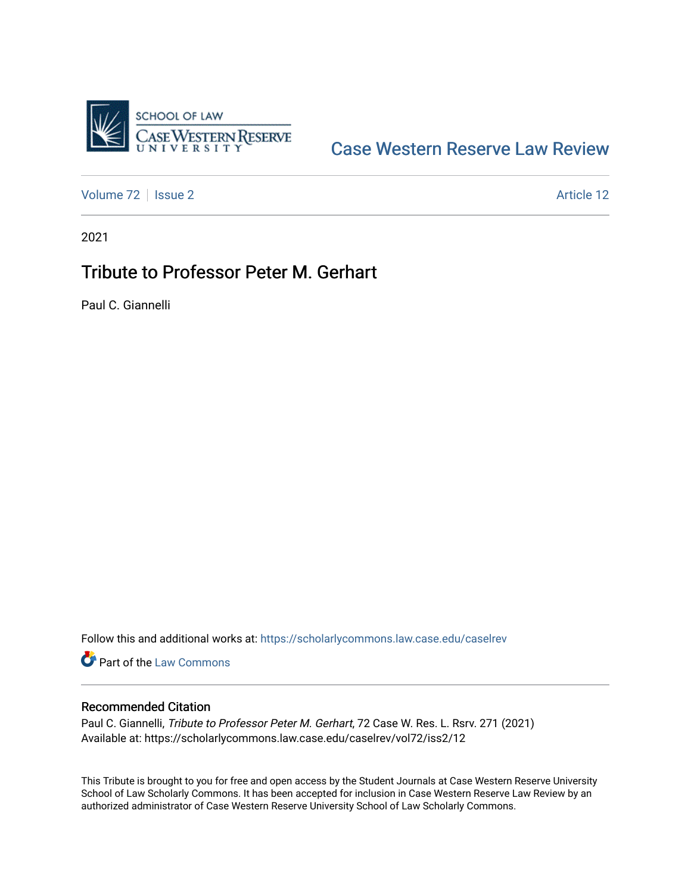Case Western Reserve Law Review

Volume 72 | Issue 2 | Article 12

2021

# Tribute to Professor Peter M. Gerhart

Paul C. Giannelli

Follow this and additional works at: https://scholarlycommons.law.case.edu/caselrev

Part of the Law Commons

## Recommended Citation

Paul C. Giannelli, *Tribute to Professor Peter M. Gerhart*, 72 Case W. Res. L. Rsrv. 271 (2021)
Available at: https://scholarlycommons.law.case.edu/caselrev/vol72/iss2/12

This Tribute is brought to you for free and open access by the Student Journals at Case Western Reserve University School of Law Scholarly Commons. It has been accepted for inclusion in Case Western Reserve Law Review by an authorized administrator of Case Western Reserve University School of Law Scholarly Commons.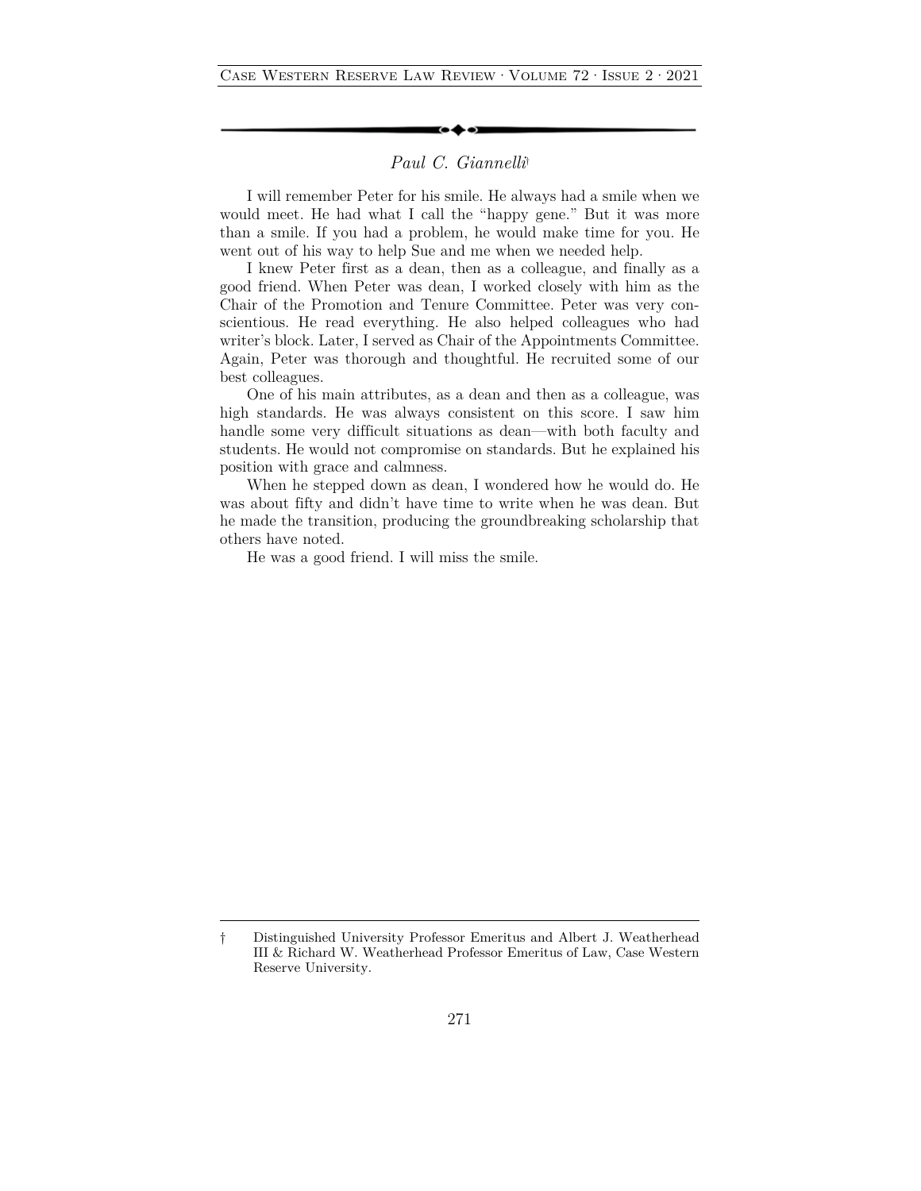*Paul C. Giannelli*[†]

I will remember Peter for his smile. He always had a smile when we would meet. He had what I call the "happy gene." But it was more than a smile. If you had a problem, he would make time for you. He went out of his way to help Sue and me when we needed help.

I knew Peter first as a dean, then as a colleague, and finally as a good friend. When Peter was dean, I worked closely with him as the Chair of the Promotion and Tenure Committee. Peter was very conscientious. He read everything. He also helped colleagues who had writer's block. Later, I served as Chair of the Appointments Committee. Again, Peter was thorough and thoughtful. He recruited some of our best colleagues.

One of his main attributes, as a dean and then as a colleague, was high standards. He was always consistent on this score. I saw him handle some very difficult situations as dean—with both faculty and students. He would not compromise on standards. But he explained his position with grace and calmness.

When he stepped down as dean, I wondered how he would do. He was about fifty and didn't have time to write when he was dean. But he made the transition, producing the groundbreaking scholarship that others have noted.

He was a good friend. I will miss the smile.

---

† Distinguished University Professor Emeritus and Albert J. Weatherhead III & Richard W. Weatherhead Professor Emeritus of Law, Case Western Reserve University.